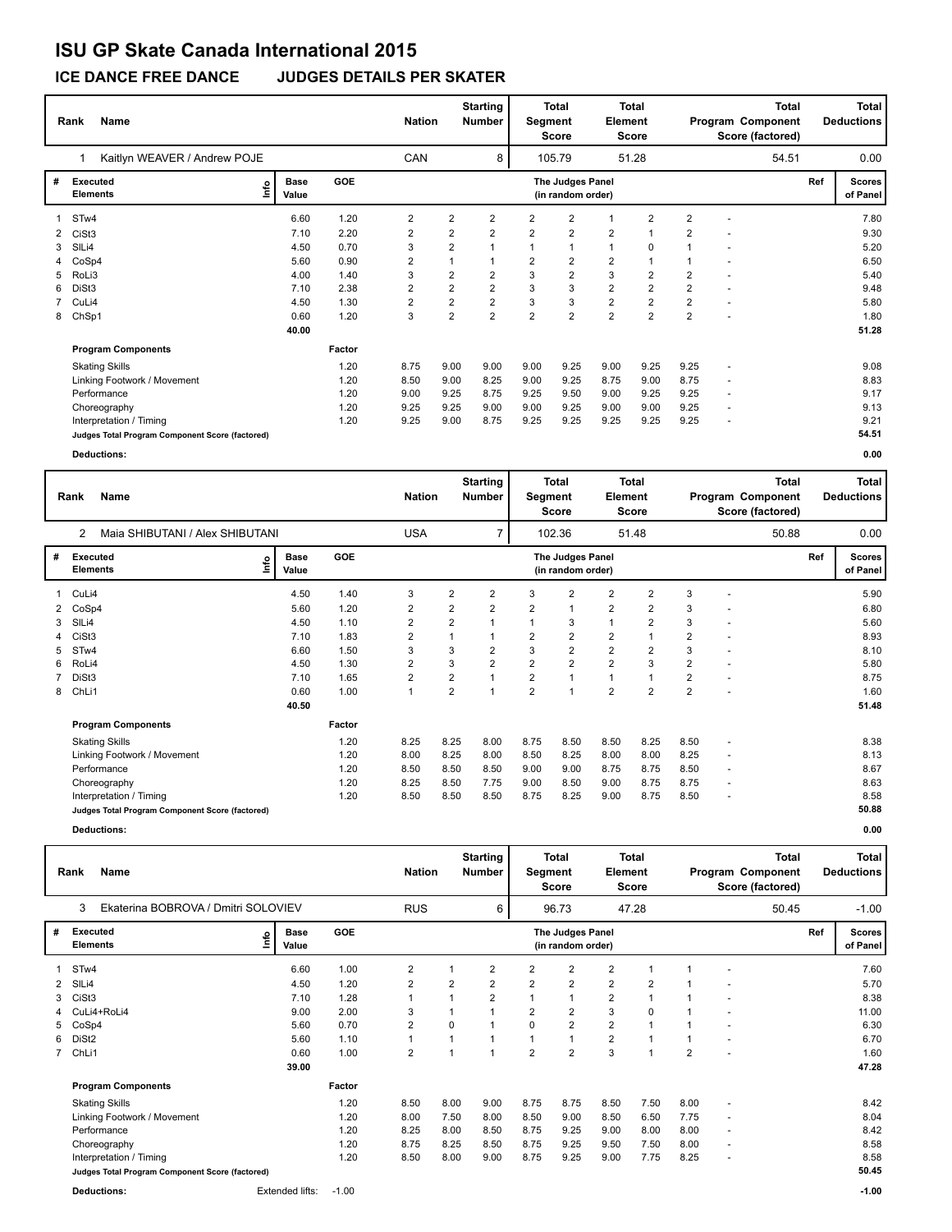# ISU GP Skate Canada International 2015

## ICE DANCE FREE DANCE JUDGES DETAILS PER SKATER

| Rank | Name | Nation | Starting Number | Total Segment Score | Total Element Score | Total Program Component Score (factored) | Total Deductions |
|---|---|---|---|---|---|---|---|
| 1 | Kaitlyn WEAVER / Andrew POJE | CAN | 8 | 105.79 | 51.28 | 54.51 | 0.00 |

| # | Executed Elements | Info | Base Value | GOE | J1 | J2 | J3 | J4 | J5 | J6 | J7 | J8 | J9 | Ref | Scores of Panel |
|---|---|---|---|---|---|---|---|---|---|---|---|---|---|---|---|
| 1 | STw4 | | 6.60 | 1.20 | 2 | 2 | 2 | 2 | 2 | 1 | 2 | 2 | - | | 7.80 |
| 2 | CiSt3 | | 7.10 | 2.20 | 2 | 2 | 2 | 2 | 2 | 2 | 1 | 2 | - | | 9.30 |
| 3 | SlLi4 | | 4.50 | 0.70 | 3 | 2 | 1 | 1 | 1 | 1 | 0 | 1 | - | | 5.20 |
| 4 | CoSp4 | | 5.60 | 0.90 | 2 | 1 | 1 | 2 | 2 | 2 | 1 | 1 | - | | 6.50 |
| 5 | RoLi3 | | 4.00 | 1.40 | 3 | 2 | 2 | 3 | 2 | 3 | 2 | 2 | - | | 5.40 |
| 6 | DiSt3 | | 7.10 | 2.38 | 2 | 2 | 2 | 3 | 3 | 2 | 2 | 2 | - | | 9.48 |
| 7 | CuLi4 | | 4.50 | 1.30 | 2 | 2 | 2 | 3 | 3 | 2 | 2 | 2 | - | | 5.80 |
| 8 | ChSp1 | | 0.60 | 1.20 | 3 | 2 | 2 | 2 | 2 | 2 | 2 | 2 | - | | 1.80 |
| | | | 40.00 | | | | | | | | | | | | 51.28 |

| Program Components | Factor | J1 | J2 | J3 | J4 | J5 | J6 | J7 | J8 | J9 | Scores of Panel |
|---|---|---|---|---|---|---|---|---|---|---|---|
| Skating Skills | 1.20 | 8.75 | 9.00 | 9.00 | 9.00 | 9.25 | 9.00 | 9.25 | 9.25 | - | 9.08 |
| Linking Footwork / Movement | 1.20 | 8.50 | 9.00 | 8.25 | 9.00 | 9.25 | 8.75 | 9.00 | 8.75 | - | 8.83 |
| Performance | 1.20 | 9.00 | 9.25 | 8.75 | 9.25 | 9.50 | 9.00 | 9.25 | 9.25 | - | 9.17 |
| Choreography | 1.20 | 9.25 | 9.25 | 9.00 | 9.00 | 9.25 | 9.00 | 9.00 | 9.25 | - | 9.13 |
| Interpretation / Timing | 1.20 | 9.25 | 9.00 | 8.75 | 9.25 | 9.25 | 9.25 | 9.25 | 9.25 | - | 9.21 |
| Judges Total Program Component Score (factored) | | | | | | | | | | | 54.51 |

**Deductions:** 0.00

| Rank | Name | Nation | Starting Number | Total Segment Score | Total Element Score | Total Program Component Score (factored) | Total Deductions |
|---|---|---|---|---|---|---|---|
| 2 | Maia SHIBUTANI / Alex SHIBUTANI | USA | 7 | 102.36 | 51.48 | 50.88 | 0.00 |

| # | Executed Elements | Info | Base Value | GOE | J1 | J2 | J3 | J4 | J5 | J6 | J7 | J8 | J9 | Ref | Scores of Panel |
|---|---|---|---|---|---|---|---|---|---|---|---|---|---|---|---|
| 1 | CuLi4 | | 4.50 | 1.40 | 3 | 2 | 2 | 3 | 2 | 2 | 2 | 3 | - | | 5.90 |
| 2 | CoSp4 | | 5.60 | 1.20 | 2 | 2 | 2 | 2 | 1 | 2 | 2 | 3 | - | | 6.80 |
| 3 | SlLi4 | | 4.50 | 1.10 | 2 | 2 | 1 | 1 | 3 | 1 | 2 | 3 | - | | 5.60 |
| 4 | CiSt3 | | 7.10 | 1.83 | 2 | 1 | 1 | 2 | 2 | 2 | 1 | 2 | - | | 8.93 |
| 5 | STw4 | | 6.60 | 1.50 | 3 | 3 | 2 | 3 | 2 | 2 | 2 | 3 | - | | 8.10 |
| 6 | RoLi4 | | 4.50 | 1.30 | 2 | 3 | 2 | 2 | 2 | 2 | 3 | 2 | - | | 5.80 |
| 7 | DiSt3 | | 7.10 | 1.65 | 2 | 2 | 1 | 2 | 1 | 1 | 1 | 2 | - | | 8.75 |
| 8 | ChLi1 | | 0.60 | 1.00 | 1 | 2 | 1 | 2 | 1 | 2 | 2 | 2 | - | | 1.60 |
| | | | 40.50 | | | | | | | | | | | | 51.48 |

| Program Components | Factor | J1 | J2 | J3 | J4 | J5 | J6 | J7 | J8 | J9 | Scores of Panel |
|---|---|---|---|---|---|---|---|---|---|---|---|
| Skating Skills | 1.20 | 8.25 | 8.25 | 8.00 | 8.75 | 8.50 | 8.50 | 8.25 | 8.50 | - | 8.38 |
| Linking Footwork / Movement | 1.20 | 8.00 | 8.25 | 8.00 | 8.50 | 8.25 | 8.00 | 8.00 | 8.25 | - | 8.13 |
| Performance | 1.20 | 8.50 | 8.50 | 8.50 | 9.00 | 9.00 | 8.75 | 8.75 | 8.50 | - | 8.67 |
| Choreography | 1.20 | 8.25 | 8.50 | 7.75 | 9.00 | 8.50 | 9.00 | 8.75 | 8.75 | - | 8.63 |
| Interpretation / Timing | 1.20 | 8.50 | 8.50 | 8.50 | 8.75 | 8.25 | 9.00 | 8.75 | 8.50 | - | 8.58 |
| Judges Total Program Component Score (factored) | | | | | | | | | | | 50.88 |

**Deductions:** 0.00

| Rank | Name | Nation | Starting Number | Total Segment Score | Total Element Score | Total Program Component Score (factored) | Total Deductions |
|---|---|---|---|---|---|---|---|
| 3 | Ekaterina BOBROVA / Dmitri SOLOVIEV | RUS | 6 | 96.73 | 47.28 | 50.45 | -1.00 |

| # | Executed Elements | Info | Base Value | GOE | J1 | J2 | J3 | J4 | J5 | J6 | J7 | J8 | J9 | Ref | Scores of Panel |
|---|---|---|---|---|---|---|---|---|---|---|---|---|---|---|---|
| 1 | STw4 | | 6.60 | 1.00 | 2 | 1 | 2 | 2 | 2 | 2 | 1 | 1 | - | | 7.60 |
| 2 | SlLi4 | | 4.50 | 1.20 | 2 | 2 | 2 | 2 | 2 | 2 | 2 | 1 | - | | 5.70 |
| 3 | CiSt3 | | 7.10 | 1.28 | 1 | 1 | 2 | 1 | 1 | 2 | 1 | 1 | - | | 8.38 |
| 4 | CuLi4+RoLi4 | | 9.00 | 2.00 | 3 | 1 | 1 | 2 | 2 | 3 | 0 | 1 | - | | 11.00 |
| 5 | CoSp4 | | 5.60 | 0.70 | 2 | 0 | 1 | 0 | 2 | 2 | 1 | 1 | - | | 6.30 |
| 6 | DiSt2 | | 5.60 | 1.10 | 1 | 1 | 1 | 1 | 1 | 2 | 1 | 1 | - | | 6.70 |
| 7 | ChLi1 | | 0.60 | 1.00 | 2 | 1 | 1 | 2 | 2 | 3 | 1 | 2 | - | | 1.60 |
| | | | 39.00 | | | | | | | | | | | | 47.28 |

| Program Components | Factor | J1 | J2 | J3 | J4 | J5 | J6 | J7 | J8 | J9 | Scores of Panel |
|---|---|---|---|---|---|---|---|---|---|---|---|
| Skating Skills | 1.20 | 8.50 | 8.00 | 9.00 | 8.75 | 8.75 | 8.50 | 7.50 | 8.00 | - | 8.42 |
| Linking Footwork / Movement | 1.20 | 8.00 | 7.50 | 8.00 | 8.50 | 9.00 | 8.50 | 6.50 | 7.75 | - | 8.04 |
| Performance | 1.20 | 8.25 | 8.00 | 8.50 | 8.75 | 9.25 | 9.00 | 8.00 | 8.00 | - | 8.42 |
| Choreography | 1.20 | 8.75 | 8.25 | 8.50 | 8.75 | 9.25 | 9.50 | 7.50 | 8.00 | - | 8.58 |
| Interpretation / Timing | 1.20 | 8.50 | 8.00 | 9.00 | 8.75 | 9.25 | 9.00 | 7.75 | 8.25 | - | 8.58 |
| Judges Total Program Component Score (factored) | | | | | | | | | | | 50.45 |

**Deductions:** Extended lifts: -1.00 -1.00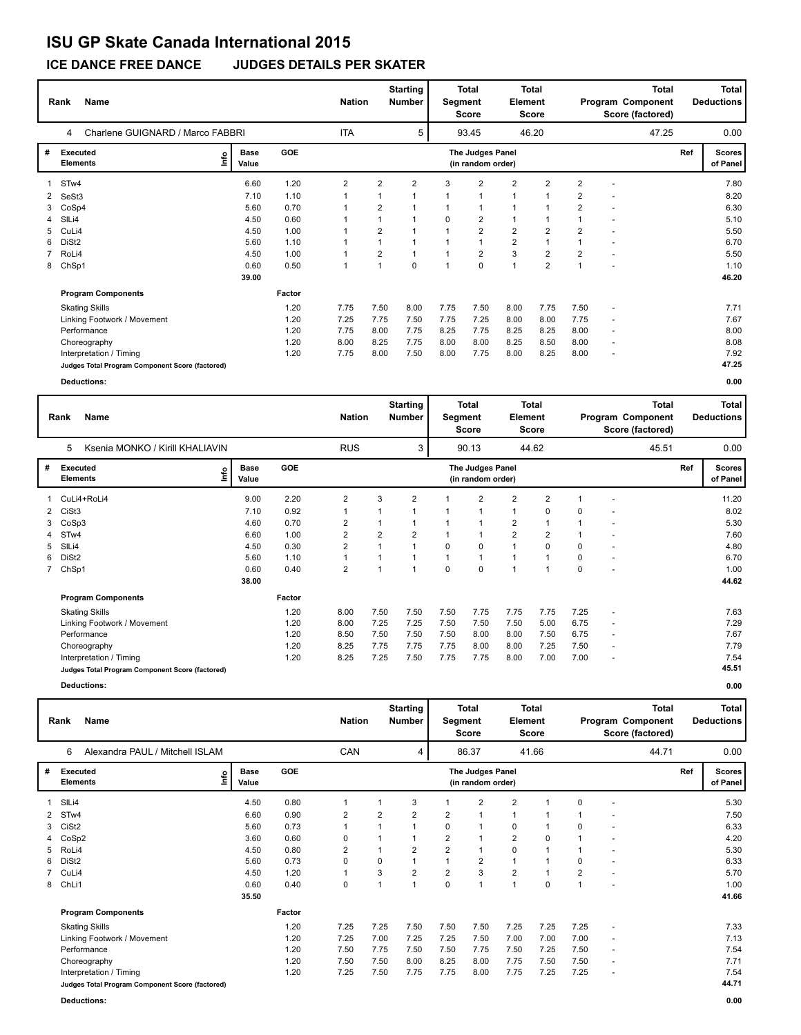# ISU GP Skate Canada International 2015

## ICE DANCE FREE DANCE JUDGES DETAILS PER SKATER

| Rank | Name | Nation | Starting Number | Total Segment Score | Total Element Score | Total Program Component Score (factored) | Total Deductions |
|---|---|---|---|---|---|---|---|
| 4 | Charlene GUIGNARD / Marco FABBRI | ITA | 5 | 93.45 | 46.20 | 47.25 | 0.00 |

| # | Executed Elements | Info | Base Value | GOE | J1 | J2 | J3 | J4 | J5 | J6 | J7 | J8 | J9 | Ref | Scores of Panel |
|---|---|---|---|---|---|---|---|---|---|---|---|---|---|---|---|
| 1 | STw4 | | 6.60 | 1.20 | 2 | 2 | 2 | 3 | 2 | 2 | 2 | 2 | - | | 7.80 |
| 2 | SeSt3 | | 7.10 | 1.10 | 1 | 1 | 1 | 1 | 1 | 1 | 1 | 2 | - | | 8.20 |
| 3 | CoSp4 | | 5.60 | 0.70 | 1 | 2 | 1 | 1 | 1 | 1 | 1 | 2 | - | | 6.30 |
| 4 | SlLi4 | | 4.50 | 0.60 | 1 | 1 | 1 | 0 | 2 | 1 | 1 | 1 | - | | 5.10 |
| 5 | CuLi4 | | 4.50 | 1.00 | 1 | 2 | 1 | 1 | 2 | 2 | 2 | 2 | - | | 5.50 |
| 6 | DiSt2 | | 5.60 | 1.10 | 1 | 1 | 1 | 1 | 1 | 2 | 1 | 1 | - | | 6.70 |
| 7 | RoLi4 | | 4.50 | 1.00 | 1 | 2 | 1 | 1 | 2 | 3 | 2 | 2 | - | | 5.50 |
| 8 | ChSp1 | | 0.60 | 0.50 | 1 | 1 | 0 | 1 | 0 | 1 | 2 | 1 | - | | 1.10 |
| | | | 39.00 | | | | | | | | | | | | 46.20 |

| Program Components | Factor | J1 | J2 | J3 | J4 | J5 | J6 | J7 | J8 | J9 | Scores of Panel |
|---|---|---|---|---|---|---|---|---|---|---|---|
| Skating Skills | 1.20 | 7.75 | 7.50 | 8.00 | 7.75 | 7.50 | 8.00 | 7.75 | 7.50 | - | 7.71 |
| Linking Footwork / Movement | 1.20 | 7.25 | 7.75 | 7.50 | 7.75 | 7.25 | 8.00 | 8.00 | 7.75 | - | 7.67 |
| Performance | 1.20 | 7.75 | 8.00 | 7.75 | 8.25 | 7.75 | 8.25 | 8.25 | 8.00 | - | 8.00 |
| Choreography | 1.20 | 8.00 | 8.25 | 7.75 | 8.00 | 8.00 | 8.25 | 8.50 | 8.00 | - | 8.08 |
| Interpretation / Timing | 1.20 | 7.75 | 8.00 | 7.50 | 8.00 | 7.75 | 8.00 | 8.25 | 8.00 | - | 7.92 |
| Judges Total Program Component Score (factored) | | | | | | | | | | | 47.25 |

**Deductions:** 0.00

| Rank | Name | Nation | Starting Number | Total Segment Score | Total Element Score | Total Program Component Score (factored) | Total Deductions |
|---|---|---|---|---|---|---|---|
| 5 | Ksenia MONKO / Kirill KHALIAVIN | RUS | 3 | 90.13 | 44.62 | 45.51 | 0.00 |

| # | Executed Elements | Info | Base Value | GOE | J1 | J2 | J3 | J4 | J5 | J6 | J7 | J8 | J9 | Ref | Scores of Panel |
|---|---|---|---|---|---|---|---|---|---|---|---|---|---|---|---|
| 1 | CuLi4+RoLi4 | | 9.00 | 2.20 | 2 | 3 | 2 | 1 | 2 | 2 | 2 | 1 | - | | 11.20 |
| 2 | CiSt3 | | 7.10 | 0.92 | 1 | 1 | 1 | 1 | 1 | 1 | 0 | 0 | - | | 8.02 |
| 3 | CoSp3 | | 4.60 | 0.70 | 2 | 1 | 1 | 1 | 1 | 2 | 1 | 1 | - | | 5.30 |
| 4 | STw4 | | 6.60 | 1.00 | 2 | 2 | 2 | 1 | 1 | 2 | 2 | 1 | - | | 7.60 |
| 5 | SlLi4 | | 4.50 | 0.30 | 2 | 1 | 1 | 0 | 0 | 1 | 0 | 0 | - | | 4.80 |
| 6 | DiSt2 | | 5.60 | 1.10 | 1 | 1 | 1 | 1 | 1 | 1 | 1 | 0 | - | | 6.70 |
| 7 | ChSp1 | | 0.60 | 0.40 | 2 | 1 | 1 | 0 | 0 | 1 | 1 | 0 | - | | 1.00 |
| | | | 38.00 | | | | | | | | | | | | 44.62 |

| Program Components | Factor | J1 | J2 | J3 | J4 | J5 | J6 | J7 | J8 | J9 | Scores of Panel |
|---|---|---|---|---|---|---|---|---|---|---|---|
| Skating Skills | 1.20 | 8.00 | 7.50 | 7.50 | 7.50 | 7.75 | 7.75 | 7.75 | 7.25 | - | 7.63 |
| Linking Footwork / Movement | 1.20 | 8.00 | 7.25 | 7.25 | 7.50 | 7.50 | 7.50 | 5.00 | 6.75 | - | 7.29 |
| Performance | 1.20 | 8.50 | 7.50 | 7.50 | 7.50 | 8.00 | 8.00 | 7.50 | 6.75 | - | 7.67 |
| Choreography | 1.20 | 8.25 | 7.75 | 7.75 | 7.75 | 8.00 | 8.00 | 7.25 | 7.50 | - | 7.79 |
| Interpretation / Timing | 1.20 | 8.25 | 7.25 | 7.50 | 7.75 | 7.75 | 8.00 | 7.00 | 7.00 | - | 7.54 |
| Judges Total Program Component Score (factored) | | | | | | | | | | | 45.51 |

**Deductions:** 0.00

| Rank | Name | Nation | Starting Number | Total Segment Score | Total Element Score | Total Program Component Score (factored) | Total Deductions |
|---|---|---|---|---|---|---|---|
| 6 | Alexandra PAUL / Mitchell ISLAM | CAN | 4 | 86.37 | 41.66 | 44.71 | 0.00 |

| # | Executed Elements | Info | Base Value | GOE | J1 | J2 | J3 | J4 | J5 | J6 | J7 | J8 | J9 | Ref | Scores of Panel |
|---|---|---|---|---|---|---|---|---|---|---|---|---|---|---|---|
| 1 | SlLi4 | | 4.50 | 0.80 | 1 | 1 | 3 | 1 | 2 | 2 | 1 | 0 | - | | 5.30 |
| 2 | STw4 | | 6.60 | 0.90 | 2 | 2 | 2 | 2 | 1 | 1 | 1 | 1 | - | | 7.50 |
| 3 | CiSt2 | | 5.60 | 0.73 | 1 | 1 | 1 | 0 | 1 | 0 | 1 | 0 | - | | 6.33 |
| 4 | CoSp2 | | 3.60 | 0.60 | 0 | 1 | 1 | 2 | 1 | 2 | 0 | 1 | - | | 4.20 |
| 5 | RoLi4 | | 4.50 | 0.80 | 2 | 1 | 2 | 2 | 1 | 0 | 1 | 1 | - | | 5.30 |
| 6 | DiSt2 | | 5.60 | 0.73 | 0 | 0 | 1 | 1 | 2 | 1 | 1 | 0 | - | | 6.33 |
| 7 | CuLi4 | | 4.50 | 1.20 | 1 | 3 | 2 | 2 | 3 | 2 | 1 | 2 | - | | 5.70 |
| 8 | ChLi1 | | 0.60 | 0.40 | 0 | 1 | 1 | 0 | 1 | 1 | 0 | 1 | - | | 1.00 |
| | | | 35.50 | | | | | | | | | | | | 41.66 |

| Program Components | Factor | J1 | J2 | J3 | J4 | J5 | J6 | J7 | J8 | J9 | Scores of Panel |
|---|---|---|---|---|---|---|---|---|---|---|---|
| Skating Skills | 1.20 | 7.25 | 7.25 | 7.50 | 7.50 | 7.50 | 7.25 | 7.25 | 7.25 | - | 7.33 |
| Linking Footwork / Movement | 1.20 | 7.25 | 7.00 | 7.25 | 7.25 | 7.50 | 7.00 | 7.00 | 7.00 | - | 7.13 |
| Performance | 1.20 | 7.50 | 7.75 | 7.50 | 7.50 | 7.75 | 7.50 | 7.25 | 7.50 | - | 7.54 |
| Choreography | 1.20 | 7.50 | 7.50 | 8.00 | 8.25 | 8.00 | 7.75 | 7.50 | 7.50 | - | 7.71 |
| Interpretation / Timing | 1.20 | 7.25 | 7.50 | 7.75 | 7.75 | 8.00 | 7.75 | 7.25 | 7.25 | - | 7.54 |
| Judges Total Program Component Score (factored) | | | | | | | | | | | 44.71 |

**Deductions:** 0.00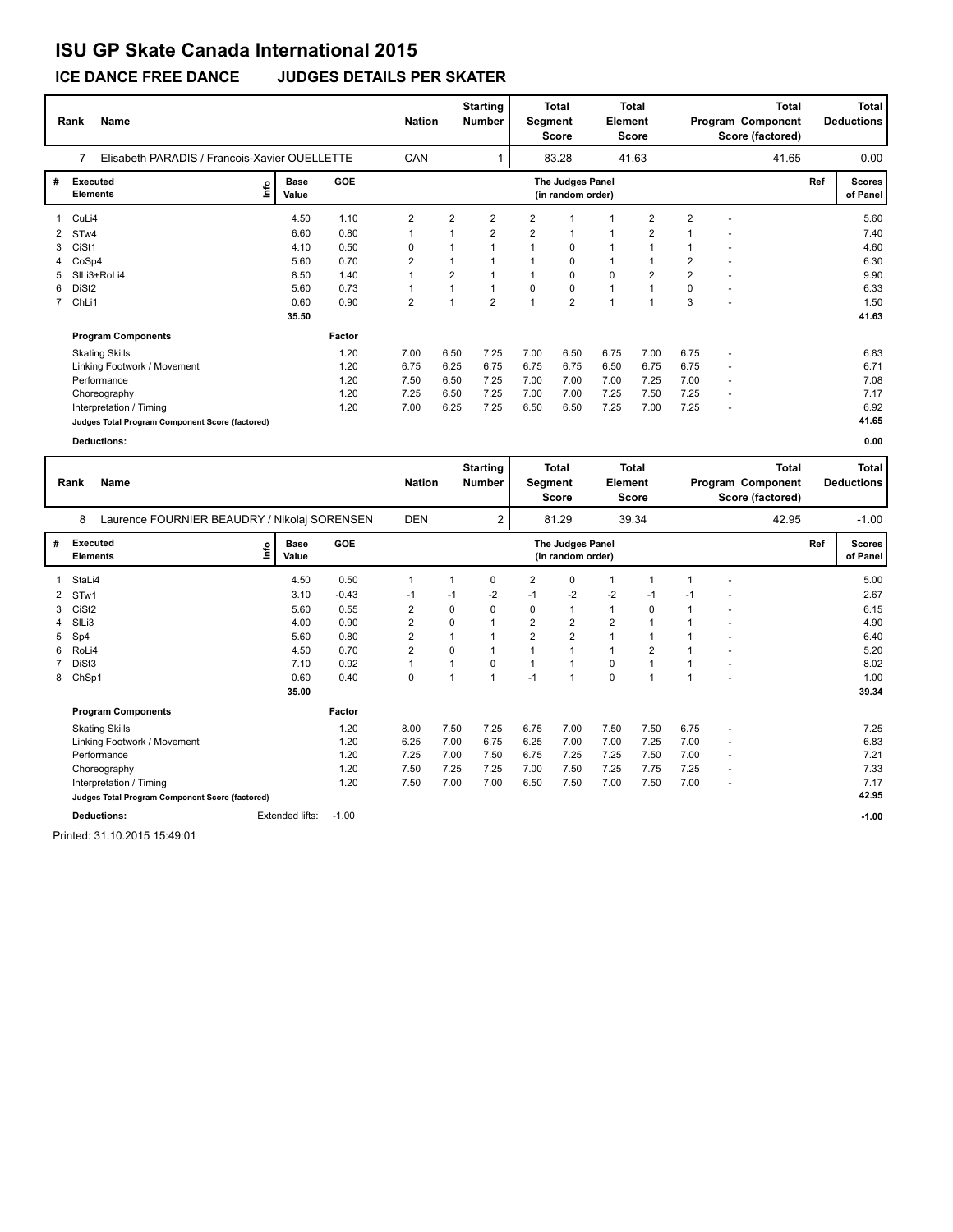# ISU GP Skate Canada International 2015

## ICE DANCE FREE DANCE    JUDGES DETAILS PER SKATER

| Rank | Name | Nation | Starting Number | Total Segment Score | Total Element Score | Total Program Component Score (factored) | Total Deductions |
|---|---|---|---|---|---|---|---|
| 7 | Elisabeth PARADIS / Francois-Xavier OUELLETTE | CAN | 1 | 83.28 | 41.63 | 41.65 | 0.00 |

| # | Executed Elements | Info | Base Value | GOE | J1 | J2 | J3 | J4 | J5 | J6 | J7 | J8 | J9 | Ref | Scores of Panel |
|---|---|---|---|---|---|---|---|---|---|---|---|---|---|---|---|
| 1 | CuLi4 | | 4.50 | 1.10 | 2 | 2 | 2 | 2 | 1 | 1 | 2 | 2 | - | | 5.60 |
| 2 | STw4 | | 6.60 | 0.80 | 1 | 1 | 2 | 2 | 1 | 1 | 2 | 1 | - | | 7.40 |
| 3 | CiSt1 | | 4.10 | 0.50 | 0 | 1 | 1 | 1 | 0 | 1 | 1 | 1 | - | | 4.60 |
| 4 | CoSp4 | | 5.60 | 0.70 | 2 | 1 | 1 | 1 | 0 | 1 | 1 | 2 | - | | 6.30 |
| 5 | SlLi3+RoLi4 | | 8.50 | 1.40 | 1 | 2 | 1 | 1 | 0 | 0 | 2 | 2 | - | | 9.90 |
| 6 | DiSt2 | | 5.60 | 0.73 | 1 | 1 | 1 | 0 | 0 | 1 | 1 | 0 | - | | 6.33 |
| 7 | ChLi1 | | 0.60 | 0.90 | 2 | 1 | 2 | 1 | 2 | 1 | 1 | 3 | - | | 1.50 |
| | | | 35.50 | | | | | | | | | | | | 41.63 |
| | **Program Components** | | | Factor | | | | | | | | | | | |
| | Skating Skills | | | 1.20 | 7.00 | 6.50 | 7.25 | 7.00 | 6.50 | 6.75 | 7.00 | 6.75 | - | | 6.83 |
| | Linking Footwork / Movement | | | 1.20 | 6.75 | 6.25 | 6.75 | 6.75 | 6.75 | 6.50 | 6.75 | 6.75 | - | | 6.71 |
| | Performance | | | 1.20 | 7.50 | 6.50 | 7.25 | 7.00 | 7.00 | 7.00 | 7.25 | 7.00 | - | | 7.08 |
| | Choreography | | | 1.20 | 7.25 | 6.50 | 7.25 | 7.00 | 7.00 | 7.25 | 7.50 | 7.25 | - | | 7.17 |
| | Interpretation / Timing | | | 1.20 | 7.00 | 6.25 | 7.25 | 6.50 | 6.50 | 7.25 | 7.00 | 7.25 | - | | 6.92 |
| | **Judges Total Program Component Score (factored)** | | | | | | | | | | | | | | 41.65 |
| | **Deductions:** | | | | | | | | | | | | | | 0.00 |

| Rank | Name | Nation | Starting Number | Total Segment Score | Total Element Score | Total Program Component Score (factored) | Total Deductions |
|---|---|---|---|---|---|---|---|
| 8 | Laurence FOURNIER BEAUDRY / Nikolaj SORENSEN | DEN | 2 | 81.29 | 39.34 | 42.95 | -1.00 |

| # | Executed Elements | Info | Base Value | GOE | J1 | J2 | J3 | J4 | J5 | J6 | J7 | J8 | J9 | Ref | Scores of Panel |
|---|---|---|---|---|---|---|---|---|---|---|---|---|---|---|---|
| 1 | StaLi4 | | 4.50 | 0.50 | 1 | 1 | 0 | 2 | 0 | 1 | 1 | 1 | - | | 5.00 |
| 2 | STw1 | | 3.10 | -0.43 | -1 | -1 | -2 | -1 | -2 | -2 | -1 | -1 | - | | 2.67 |
| 3 | CiSt2 | | 5.60 | 0.55 | 2 | 0 | 0 | 0 | 1 | 1 | 0 | 1 | - | | 6.15 |
| 4 | SlLi3 | | 4.00 | 0.90 | 2 | 0 | 1 | 2 | 2 | 2 | 1 | 1 | - | | 4.90 |
| 5 | Sp4 | | 5.60 | 0.80 | 2 | 1 | 1 | 2 | 2 | 1 | 1 | 1 | - | | 6.40 |
| 6 | RoLi4 | | 4.50 | 0.70 | 2 | 0 | 1 | 1 | 1 | 1 | 2 | 1 | - | | 5.20 |
| 7 | DiSt3 | | 7.10 | 0.92 | 1 | 1 | 0 | 1 | 1 | 0 | 1 | 1 | - | | 8.02 |
| 8 | ChSp1 | | 0.60 | 0.40 | 0 | 1 | 1 | -1 | 1 | 0 | 1 | 1 | - | | 1.00 |
| | | | 35.00 | | | | | | | | | | | | 39.34 |
| | **Program Components** | | | Factor | | | | | | | | | | | |
| | Skating Skills | | | 1.20 | 8.00 | 7.50 | 7.25 | 6.75 | 7.00 | 7.50 | 7.50 | 6.75 | - | | 7.25 |
| | Linking Footwork / Movement | | | 1.20 | 6.25 | 7.00 | 6.75 | 6.25 | 7.00 | 7.00 | 7.25 | 7.00 | - | | 6.83 |
| | Performance | | | 1.20 | 7.25 | 7.00 | 7.50 | 6.75 | 7.25 | 7.25 | 7.50 | 7.00 | - | | 7.21 |
| | Choreography | | | 1.20 | 7.50 | 7.25 | 7.25 | 7.00 | 7.50 | 7.25 | 7.75 | 7.25 | - | | 7.33 |
| | Interpretation / Timing | | | 1.20 | 7.50 | 7.00 | 7.00 | 6.50 | 7.50 | 7.00 | 7.50 | 7.00 | - | | 7.17 |
| | **Judges Total Program Component Score (factored)** | | | | | | | | | | | | | | 42.95 |
| | **Deductions:** | Extended lifts: | | -1.00 | | | | | | | | | | | -1.00 |

Printed: 31.10.2015 15:49:01